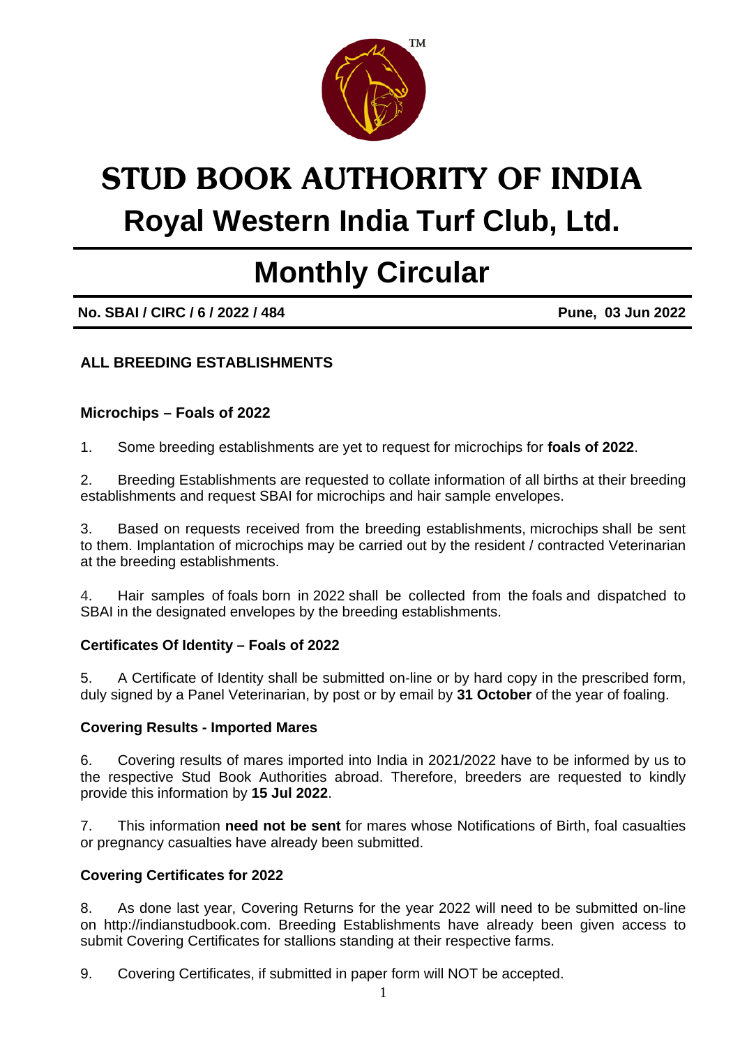# STUD BOOK AUTHORITY OF INDIA

# Royal Western India Turf Club, Ltd.

## Monthly Circular

**No. SBAI / CIRC / 6 / 2022 / 484** **Pune, 03 Jun 2022**

**ALL BREEDING ESTABLISHMENTS**

**Microchips – Foals of 2022**

1. Some breeding establishments are yet to request for microchips for **foals of 2022**.

2. Breeding Establishments are requested to collate information of all births at their breeding establishments and request SBAI for microchips and hair sample envelopes.

3. Based on requests received from the breeding establishments, microchips shall be sent to them. Implantation of microchips may be carried out by the resident / contracted Veterinarian at the breeding establishments.

4. Hair samples of foals born in 2022 shall be collected from the foals and dispatched to SBAI in the designated envelopes by the breeding establishments.

**Certificates Of Identity – Foals of 2022**

5. A Certificate of Identity shall be submitted on-line or by hard copy in the prescribed form, duly signed by a Panel Veterinarian, by post or by email by **31 October** of the year of foaling.

**Covering Results - Imported Mares**

6. Covering results of mares imported into India in 2021/2022 have to be informed by us to the respective Stud Book Authorities abroad. Therefore, breeders are requested to kindly provide this information by **15 Jul 2022**.

7. This information **need not be sent** for mares whose Notifications of Birth, foal casualties or pregnancy casualties have already been submitted.

**Covering Certificates for 2022**

8. As done last year, Covering Returns for the year 2022 will need to be submitted on-line on http://indianstudbook.com. Breeding Establishments have already been given access to submit Covering Certificates for stallions standing at their respective farms.

9. Covering Certificates, if submitted in paper form will NOT be accepted.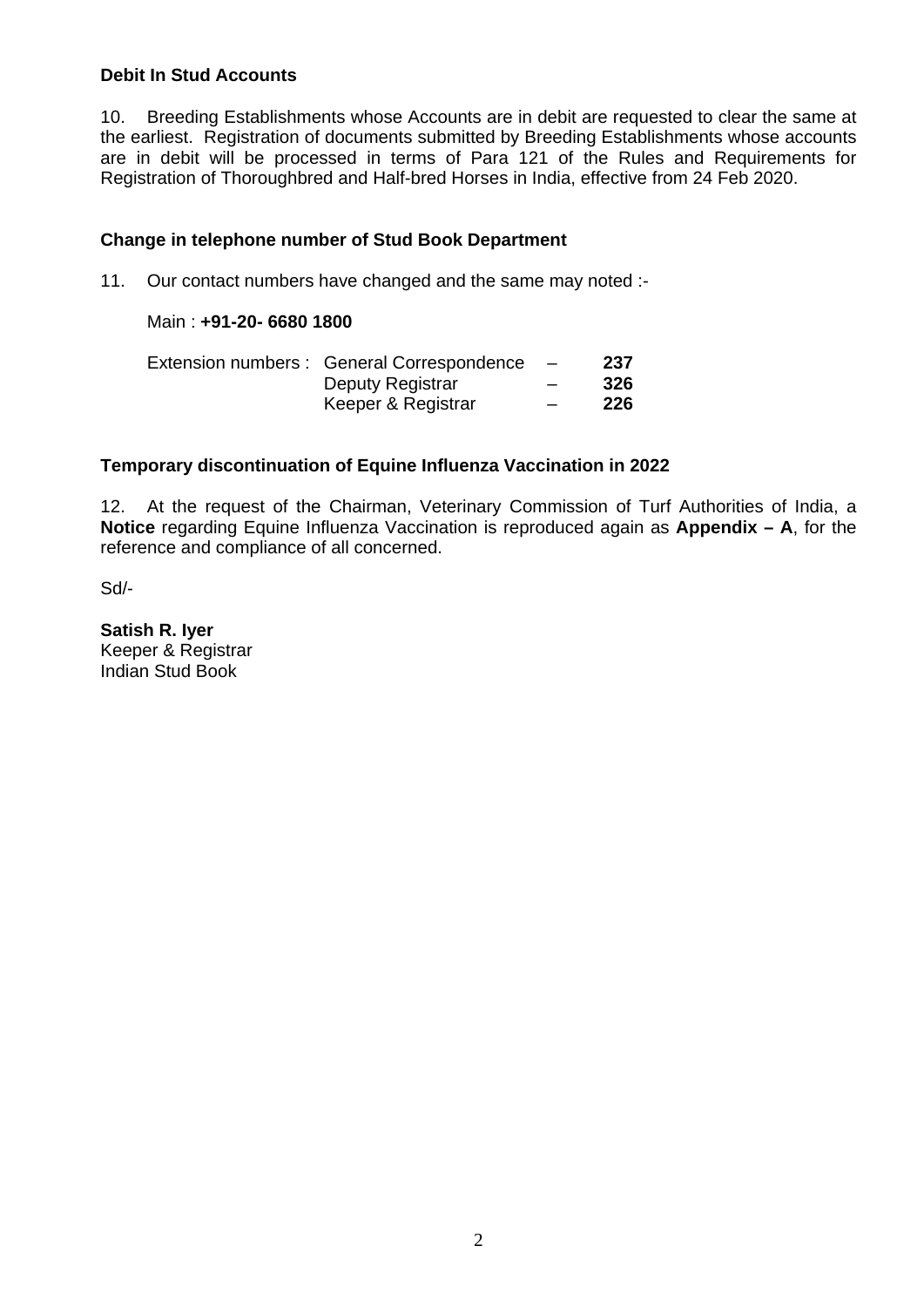**Debit In Stud Accounts**

10. Breeding Establishments whose Accounts are in debit are requested to clear the same at the earliest. Registration of documents submitted by Breeding Establishments whose accounts are in debit will be processed in terms of Para 121 of the Rules and Requirements for Registration of Thoroughbred and Half-bred Horses in India, effective from 24 Feb 2020.

**Change in telephone number of Stud Book Department**

11. Our contact numbers have changed and the same may noted :-

Main : **+91-20- 6680 1800**

| Extension numbers : | General Correspondence | – | **237** |
|---|---|---|---|
| | Deputy Registrar | – | **326** |
| | Keeper & Registrar | – | **226** |

**Temporary discontinuation of Equine Influenza Vaccination in 2022**

12. At the request of the Chairman, Veterinary Commission of Turf Authorities of India, a **Notice** regarding Equine Influenza Vaccination is reproduced again as **Appendix – A**, for the reference and compliance of all concerned.

Sd/-

**Satish R. Iyer**
Keeper & Registrar
Indian Stud Book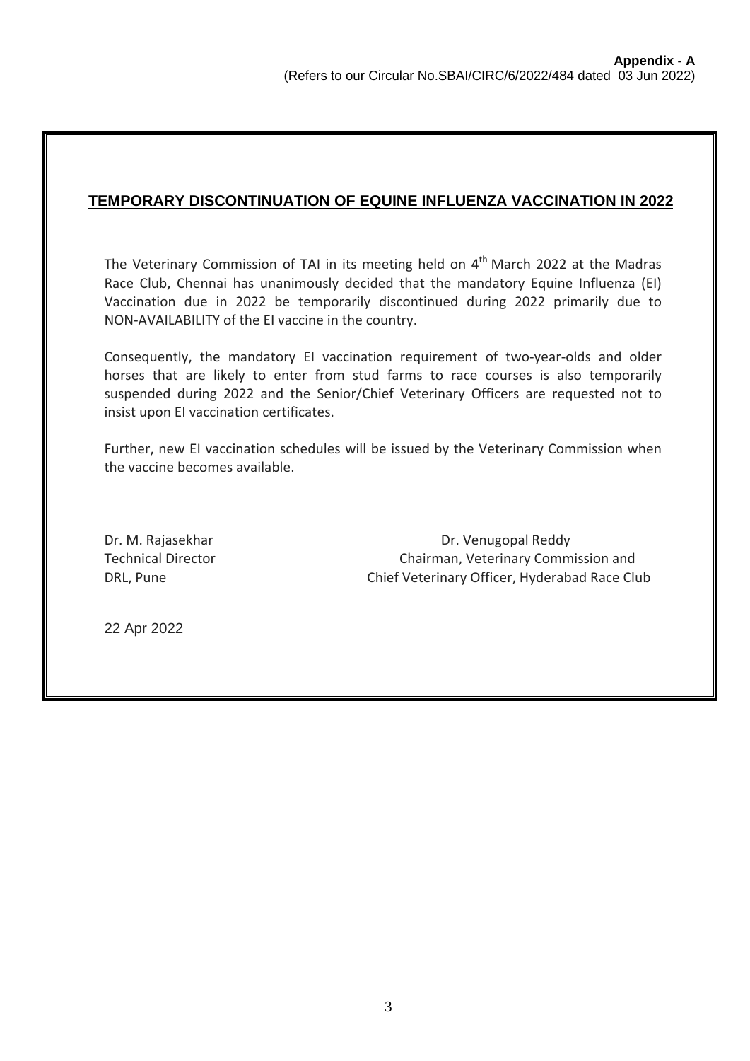**Appendix - A**
(Refers to our Circular No.SBAI/CIRC/6/2022/484 dated 03 Jun 2022)

## TEMPORARY DISCONTINUATION OF EQUINE INFLUENZA VACCINATION IN 2022

The Veterinary Commission of TAI in its meeting held on 4th March 2022 at the Madras Race Club, Chennai has unanimously decided that the mandatory Equine Influenza (EI) Vaccination due in 2022 be temporarily discontinued during 2022 primarily due to NON-AVAILABILITY of the EI vaccine in the country.

Consequently, the mandatory EI vaccination requirement of two-year-olds and older horses that are likely to enter from stud farms to race courses is also temporarily suspended during 2022 and the Senior/Chief Veterinary Officers are requested not to insist upon EI vaccination certificates.

Further, new EI vaccination schedules will be issued by the Veterinary Commission when the vaccine becomes available.

Dr. M. Rajasekhar
Technical Director
DRL, Pune

Dr. Venugopal Reddy
Chairman, Veterinary Commission and
Chief Veterinary Officer, Hyderabad Race Club

22 Apr 2022